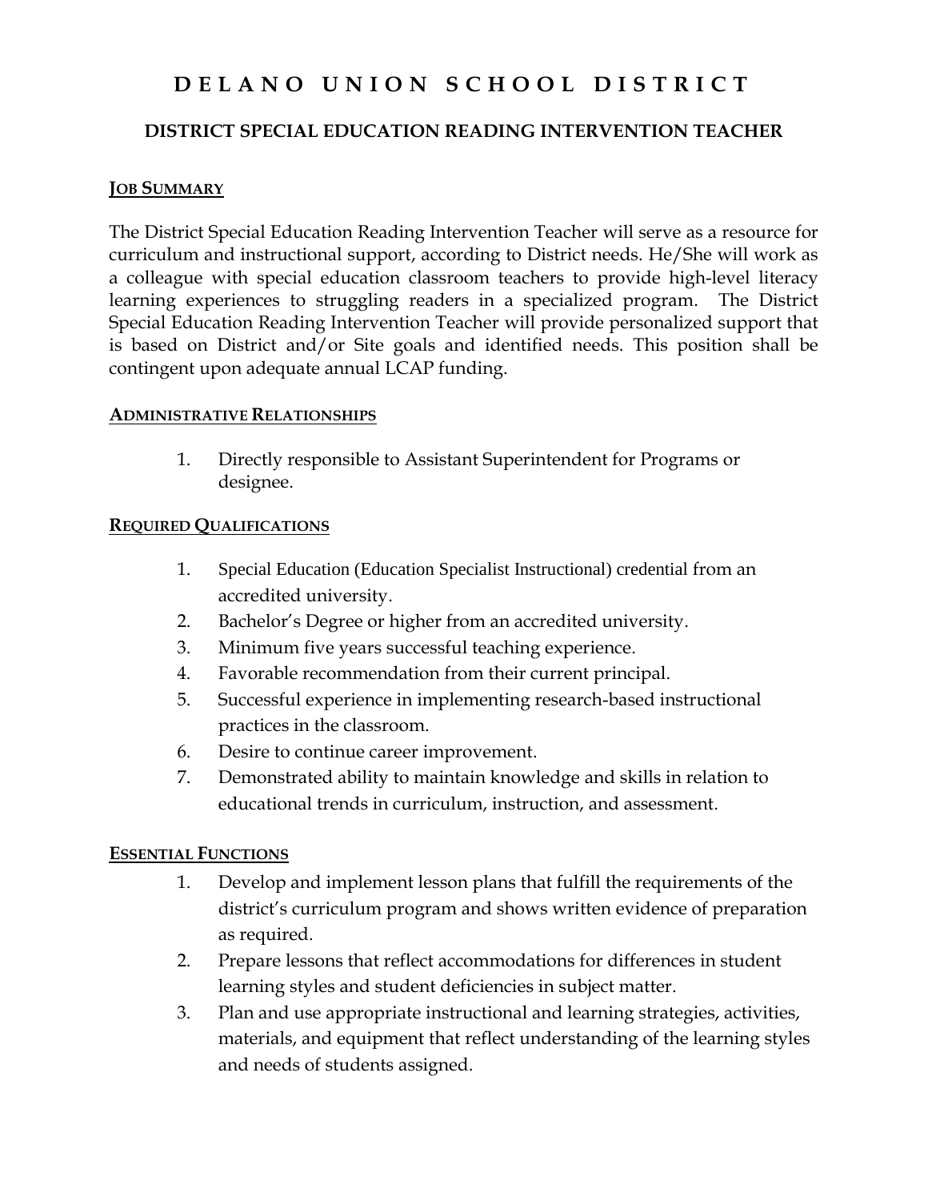# DELANO UNION SCHOOL DISTRICT

## DISTRICT SPECIAL EDUCATION READING INTERVENTION TEACHER

### JOB SUMMARY

The District Special Education Reading Intervention Teacher will serve as a resource for curriculum and instructional support, according to District needs. He/She will work as a colleague with special education classroom teachers to provide high-level literacy learning experiences to struggling readers in a specialized program. The District Special Education Reading Intervention Teacher will provide personalized support that is based on District and/or Site goals and identified needs. This position shall be contingent upon adequate annual LCAP funding.

### ADMINISTRATIVE RELATIONSHIPS

1. Directly responsible to Assistant Superintendent for Programs or designee.

### REQUIRED QUALIFICATIONS

1. Special Education (Education Specialist Instructional) credential from an accredited university.
2. Bachelor's Degree or higher from an accredited university.
3. Minimum five years successful teaching experience.
4. Favorable recommendation from their current principal.
5. Successful experience in implementing research-based instructional practices in the classroom.
6. Desire to continue career improvement.
7. Demonstrated ability to maintain knowledge and skills in relation to educational trends in curriculum, instruction, and assessment.

### ESSENTIAL FUNCTIONS

1. Develop and implement lesson plans that fulfill the requirements of the district's curriculum program and shows written evidence of preparation as required.
2. Prepare lessons that reflect accommodations for differences in student learning styles and student deficiencies in subject matter.
3. Plan and use appropriate instructional and learning strategies, activities, materials, and equipment that reflect understanding of the learning styles and needs of students assigned.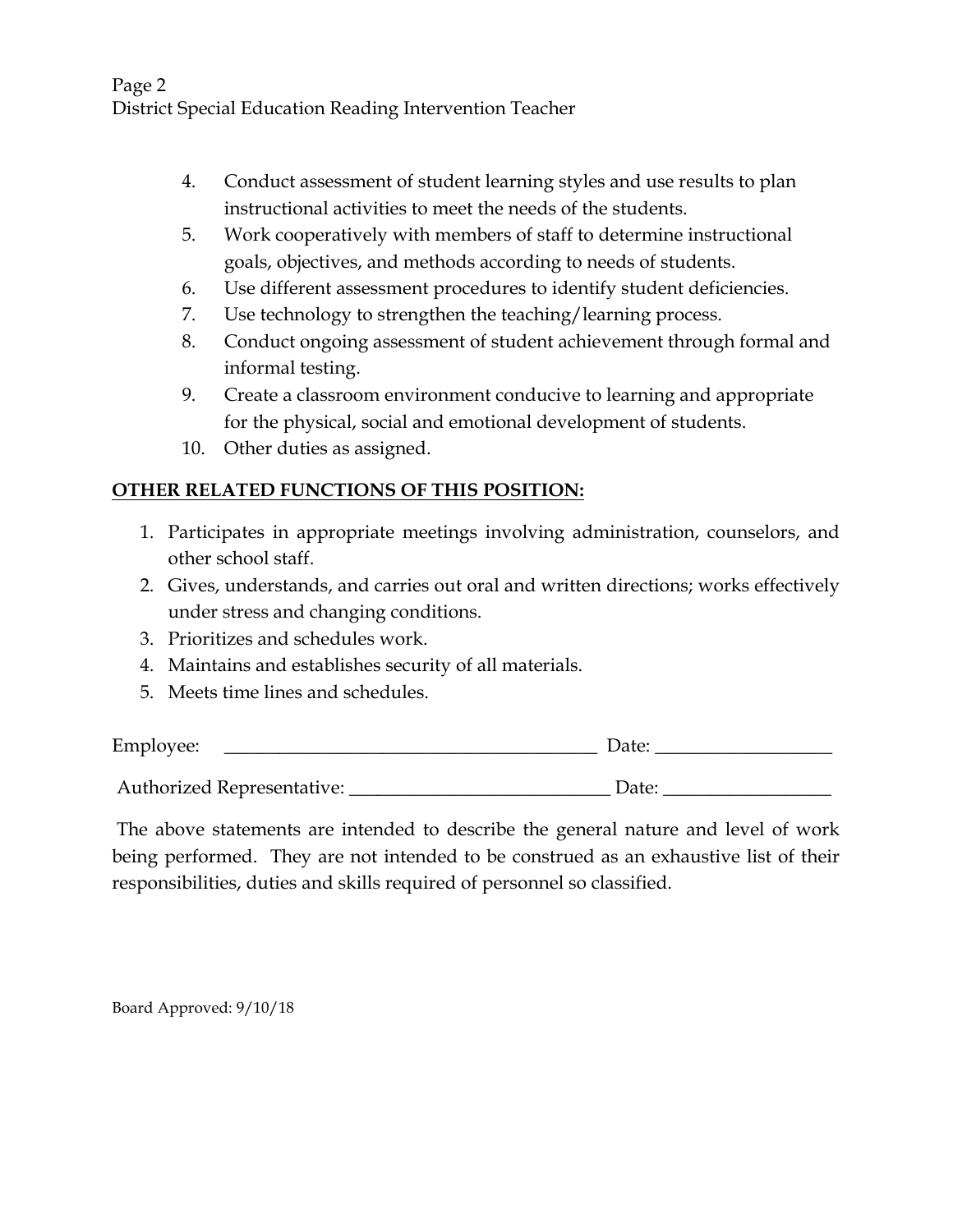4. Conduct assessment of student learning styles and use results to plan instructional activities to meet the needs of the students.
5. Work cooperatively with members of staff to determine instructional goals, objectives, and methods according to needs of students.
6. Use different assessment procedures to identify student deficiencies.
7. Use technology to strengthen the teaching/learning process.
8. Conduct ongoing assessment of student achievement through formal and informal testing.
9. Create a classroom environment conducive to learning and appropriate for the physical, social and emotional development of students.
10. Other duties as assigned.

**OTHER RELATED FUNCTIONS OF THIS POSITION:**

1. Participates in appropriate meetings involving administration, counselors, and other school staff.
2. Gives, understands, and carries out oral and written directions; works effectively under stress and changing conditions.
3. Prioritizes and schedules work.
4. Maintains and establishes security of all materials.
5. Meets time lines and schedules.

Employee: ________________________________________ Date: __________________

Authorized Representative: ___________________________ Date: _________________

The above statements are intended to describe the general nature and level of work being performed. They are not intended to be construed as an exhaustive list of their responsibilities, duties and skills required of personnel so classified.

Board Approved: 9/10/18